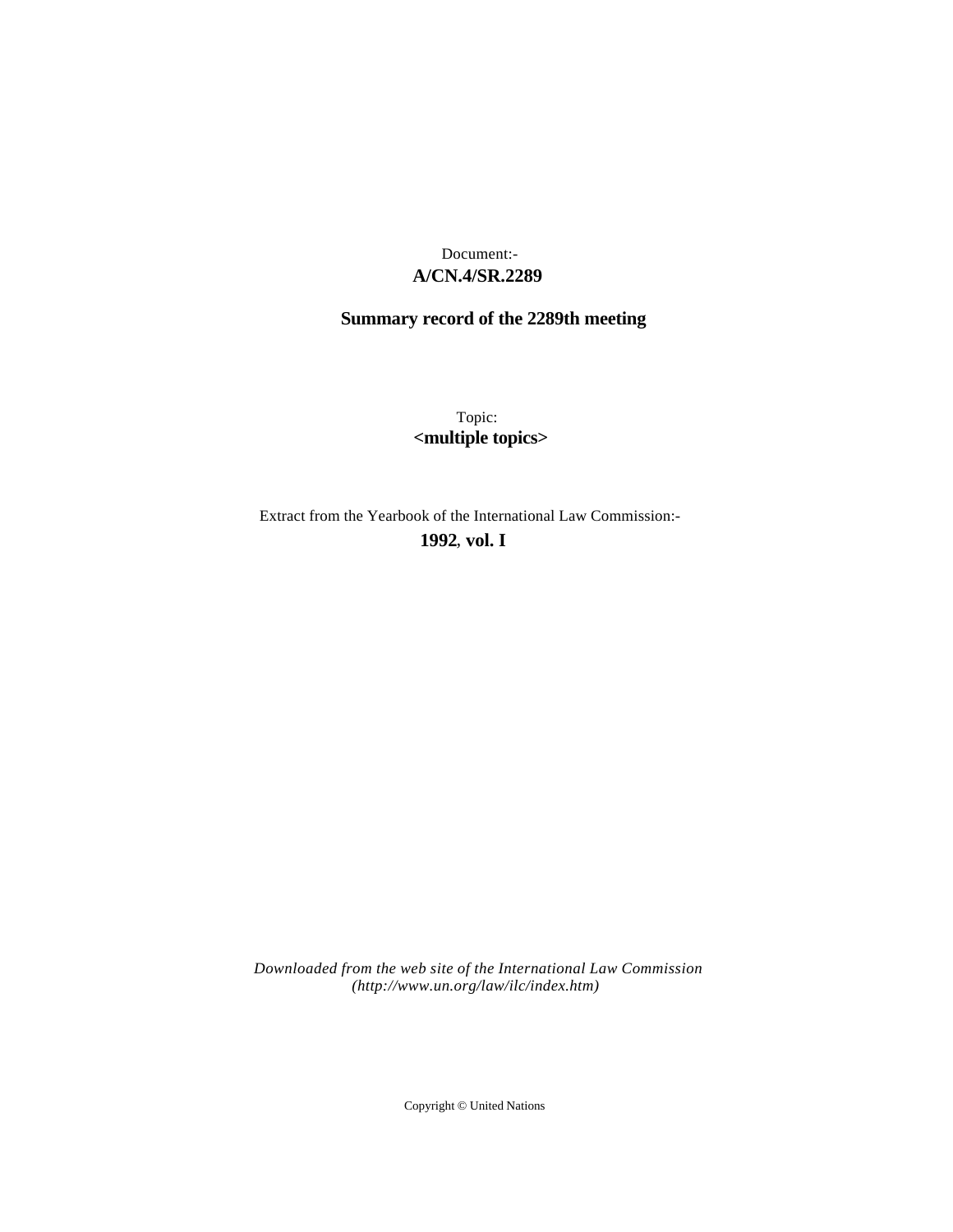Document:-
**A/CN.4/SR.2289**

**Summary record of the 2289th meeting**

Topic:
**<multiple topics>**

Extract from the Yearbook of the International Law Commission:-
**1992, vol. I**

*Downloaded from the web site of the International Law Commission (http://www.un.org/law/ilc/index.htm)*

Copyright © United Nations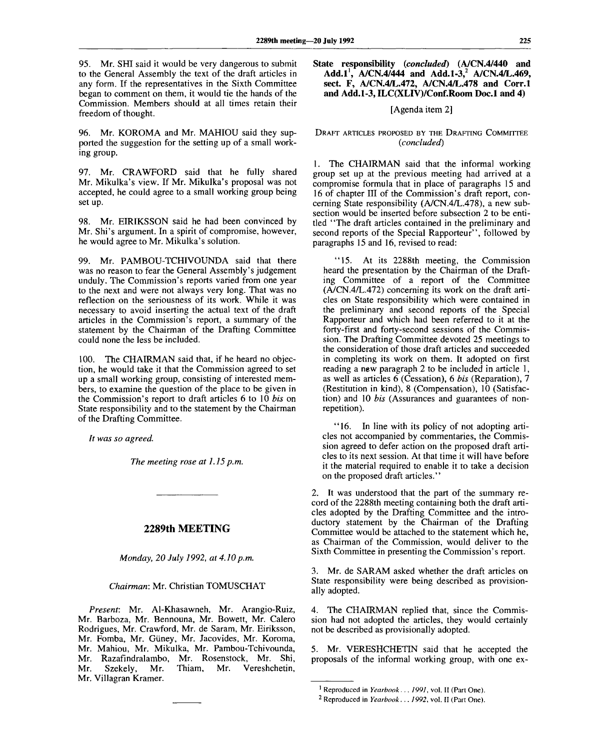95. Mr. SHI said it would be very dangerous to submit to the General Assembly the text of the draft articles in any form. If the representatives in the Sixth Committee began to comment on them, it would tie the hands of the Commission. Members should at all times retain their freedom of thought.

96. Mr. KOROMA and Mr. MAHIOU said they supported the suggestion for the setting up of a small working group.

97. Mr. CRAWFORD said that he fully shared Mr. Mikulka's view. If Mr. Mikulka's proposal was not accepted, he could agree to a small working group being set up.

98. Mr. EIRIKSSON said he had been convinced by Mr. Shi's argument. In a spirit of compromise, however, he would agree to Mr. Mikulka's solution.

99. Mr. PAMBOU-TCHIVOUNDA said that there was no reason to fear the General Assembly's judgement unduly. The Commission's reports varied from one year to the next and were not always very long. That was no reflection on the seriousness of its work. While it was necessary to avoid inserting the actual text of the draft articles in the Commission's report, a summary of the statement by the Chairman of the Drafting Committee could none the less be included.

100. The CHAIRMAN said that, if he heard no objection, he would take it that the Commission agreed to set up a small working group, consisting of interested members, to examine the question of the place to be given in the Commission's report to draft articles 6 to 10 *bis* on State responsibility and to the statement by the Chairman of the Drafting Committee.

*It was so agreed.*

*The meeting rose at 1.15 p.m.*

---

## 2289th MEETING

*Monday, 20 July 1992, at 4.10 p.m.*

*Chairman*: Mr. Christian TOMUSCHAT

*Present*: Mr. Al-Khasawneh, Mr. Arangio-Ruiz, Mr. Barboza, Mr. Bennouna, Mr. Bowett, Mr. Calero Rodrigues, Mr. Crawford, Mr. de Saram, Mr. Eiriksson, Mr. Fomba, Mr. Güney, Mr. Jacovides, Mr. Koroma, Mr. Mahiou, Mr. Mikulka, Mr. Pambou-Tchivounda, Mr. Razafindralambo, Mr. Rosenstock, Mr. Shi, Mr. Szekely, Mr. Thiam, Mr. Vereshchetin, Mr. Villagran Kramer.

---

### State responsibility (*concluded*) (A/CN.4/440 and Add.1[1], A/CN.4/444 and Add.1-3,[2] A/CN.4/L.469, sect. F, A/CN.4/L.472, A/CN.4/L.478 and Corr.1 and Add.1-3, ILC(XLIV)/Conf.Room Doc.1 and 4)

[Agenda item 2]

DRAFT ARTICLES PROPOSED BY THE DRAFTING COMMITTEE (*concluded*)

1. The CHAIRMAN said that the informal working group set up at the previous meeting had arrived at a compromise formula that in place of paragraphs 15 and 16 of chapter III of the Commission's draft report, concerning State responsibility (A/CN.4/L.478), a new subsection would be inserted before subsection 2 to be entitled "The draft articles contained in the preliminary and second reports of the Special Rapporteur", followed by paragraphs 15 and 16, revised to read:

> "15. At its 2288th meeting, the Commission heard the presentation by the Chairman of the Drafting Committee of a report of the Committee (A/CN.4/L.472) concerning its work on the draft articles on State responsibility which were contained in the preliminary and second reports of the Special Rapporteur and which had been referred to it at the forty-first and forty-second sessions of the Commission. The Drafting Committee devoted 25 meetings to the consideration of those draft articles and succeeded in completing its work on them. It adopted on first reading a new paragraph 2 to be included in article 1, as well as articles 6 (Cessation), 6 *bis* (Reparation), 7 (Restitution in kind), 8 (Compensation), 10 (Satisfaction) and 10 *bis* (Assurances and guarantees of non-repetition).
>
> "16. In line with its policy of not adopting articles not accompanied by commentaries, the Commission agreed to defer action on the proposed draft articles to its next session. At that time it will have before it the material required to enable it to take a decision on the proposed draft articles."

2. It was understood that the part of the summary record of the 2288th meeting containing both the draft articles adopted by the Drafting Committee and the introductory statement by the Chairman of the Drafting Committee would be attached to the statement which he, as Chairman of the Commission, would deliver to the Sixth Committee in presenting the Commission's report.

3. Mr. de SARAM asked whether the draft articles on State responsibility were being described as provisionally adopted.

4. The CHAIRMAN replied that, since the Commission had not adopted the articles, they would certainly not be described as provisionally adopted.

5. Mr. VERESHCHETIN said that he accepted the proposals of the informal working group, with one ex-

---

[1] Reproduced in *Yearbook . . . 1991*, vol. II (Part One).

[2] Reproduced in *Yearbook . . . 1992*, vol. II (Part One).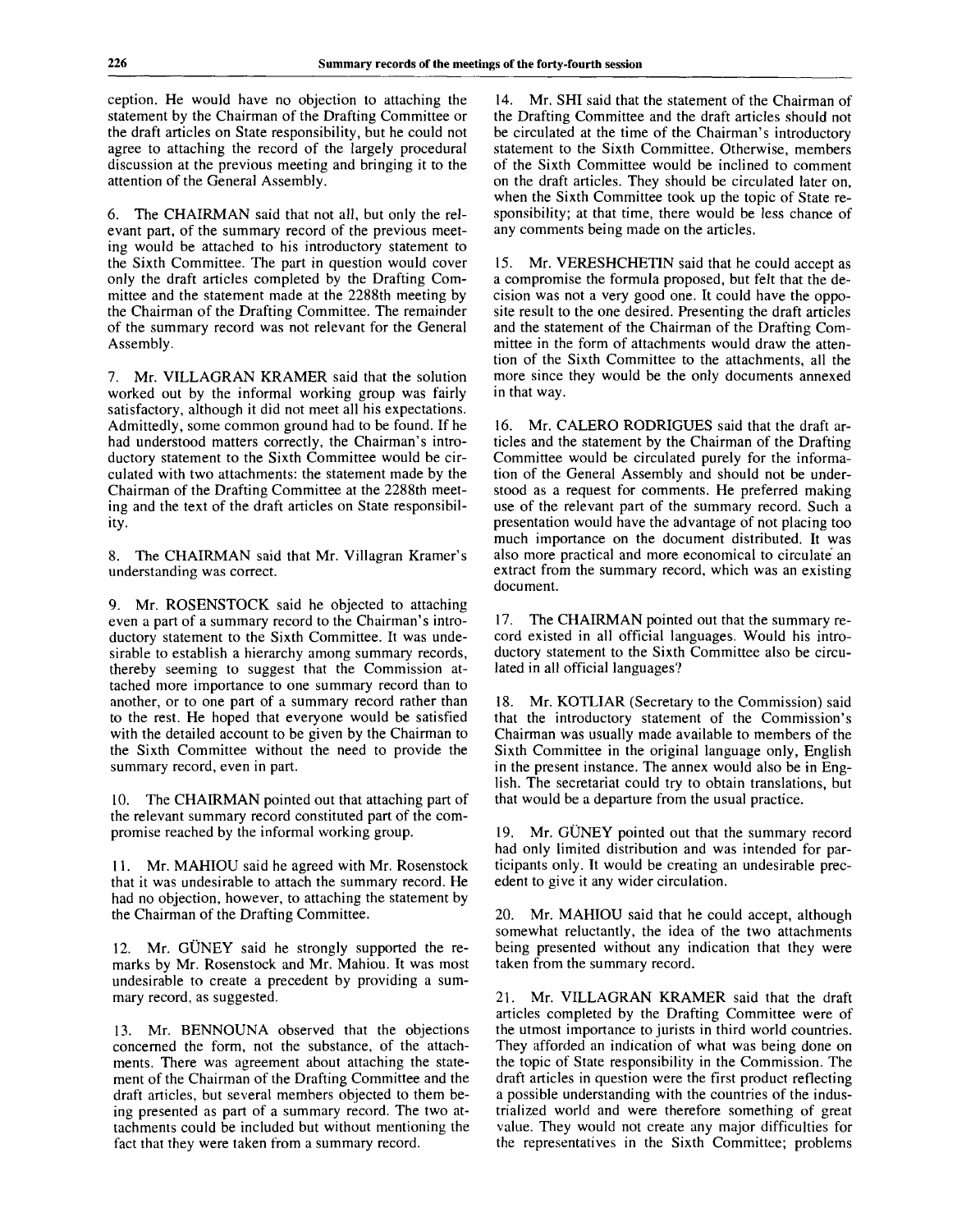ception. He would have no objection to attaching the statement by the Chairman of the Drafting Committee or the draft articles on State responsibility, but he could not agree to attaching the record of the largely procedural discussion at the previous meeting and bringing it to the attention of the General Assembly.

6. The CHAIRMAN said that not all, but only the relevant part, of the summary record of the previous meeting would be attached to his introductory statement to the Sixth Committee. The part in question would cover only the draft articles completed by the Drafting Committee and the statement made at the 2288th meeting by the Chairman of the Drafting Committee. The remainder of the summary record was not relevant for the General Assembly.

7. Mr. VILLAGRAN KRAMER said that the solution worked out by the informal working group was fairly satisfactory, although it did not meet all his expectations. Admittedly, some common ground had to be found. If he had understood matters correctly, the Chairman's introductory statement to the Sixth Committee would be circulated with two attachments: the statement made by the Chairman of the Drafting Committee at the 2288th meeting and the text of the draft articles on State responsibility.

8. The CHAIRMAN said that Mr. Villagran Kramer's understanding was correct.

9. Mr. ROSENSTOCK said he objected to attaching even a part of a summary record to the Chairman's introductory statement to the Sixth Committee. It was undesirable to establish a hierarchy among summary records, thereby seeming to suggest that the Commission attached more importance to one summary record than to another, or to one part of a summary record rather than to the rest. He hoped that everyone would be satisfied with the detailed account to be given by the Chairman to the Sixth Committee without the need to provide the summary record, even in part.

10. The CHAIRMAN pointed out that attaching part of the relevant summary record constituted part of the compromise reached by the informal working group.

11. Mr. MAHIOU said he agreed with Mr. Rosenstock that it was undesirable to attach the summary record. He had no objection, however, to attaching the statement by the Chairman of the Drafting Committee.

12. Mr. GÜNEY said he strongly supported the remarks by Mr. Rosenstock and Mr. Mahiou. It was most undesirable to create a precedent by providing a summary record, as suggested.

13. Mr. BENNOUNA observed that the objections concerned the form, not the substance, of the attachments. There was agreement about attaching the statement of the Chairman of the Drafting Committee and the draft articles, but several members objected to them being presented as part of a summary record. The two attachments could be included but without mentioning the fact that they were taken from a summary record.

14. Mr. SHI said that the statement of the Chairman of the Drafting Committee and the draft articles should not be circulated at the time of the Chairman's introductory statement to the Sixth Committee. Otherwise, members of the Sixth Committee would be inclined to comment on the draft articles. They should be circulated later on, when the Sixth Committee took up the topic of State responsibility; at that time, there would be less chance of any comments being made on the articles.

15. Mr. VERESHCHETIN said that he could accept as a compromise the formula proposed, but felt that the decision was not a very good one. It could have the opposite result to the one desired. Presenting the draft articles and the statement of the Chairman of the Drafting Committee in the form of attachments would draw the attention of the Sixth Committee to the attachments, all the more since they would be the only documents annexed in that way.

16. Mr. CALERO RODRIGUES said that the draft articles and the statement by the Chairman of the Drafting Committee would be circulated purely for the information of the General Assembly and should not be understood as a request for comments. He preferred making use of the relevant part of the summary record. Such a presentation would have the advantage of not placing too much importance on the document distributed. It was also more practical and more economical to circulate an extract from the summary record, which was an existing document.

17. The CHAIRMAN pointed out that the summary record existed in all official languages. Would his introductory statement to the Sixth Committee also be circulated in all official languages?

18. Mr. KOTLIAR (Secretary to the Commission) said that the introductory statement of the Commission's Chairman was usually made available to members of the Sixth Committee in the original language only, English in the present instance. The annex would also be in English. The secretariat could try to obtain translations, but that would be a departure from the usual practice.

19. Mr. GÜNEY pointed out that the summary record had only limited distribution and was intended for participants only. It would be creating an undesirable precedent to give it any wider circulation.

20. Mr. MAHIOU said that he could accept, although somewhat reluctantly, the idea of the two attachments being presented without any indication that they were taken from the summary record.

21. Mr. VILLAGRAN KRAMER said that the draft articles completed by the Drafting Committee were of the utmost importance to jurists in third world countries. They afforded an indication of what was being done on the topic of State responsibility in the Commission. The draft articles in question were the first product reflecting a possible understanding with the countries of the industrialized world and were therefore something of great value. They would not create any major difficulties for the representatives in the Sixth Committee; problems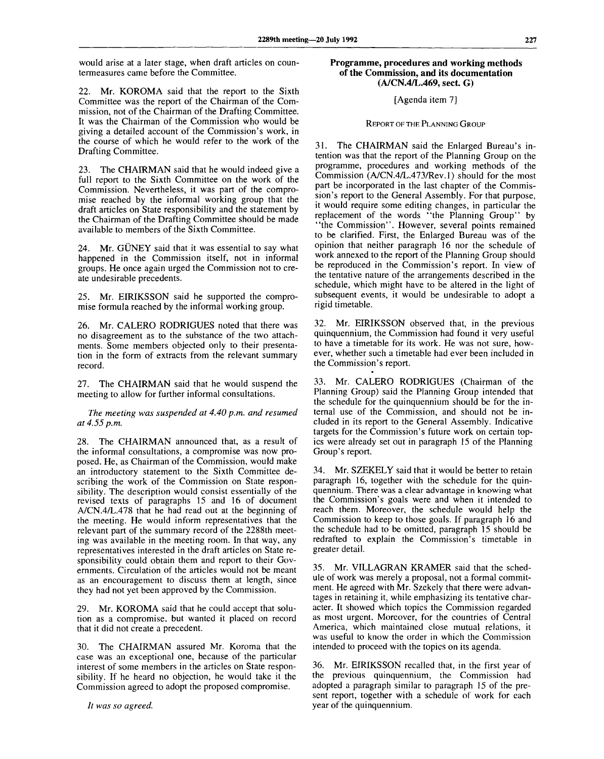would arise at a later stage, when draft articles on countermeasures came before the Committee.

22. Mr. KOROMA said that the report to the Sixth Committee was the report of the Chairman of the Commission, not of the Chairman of the Drafting Committee. It was the Chairman of the Commission who would be giving a detailed account of the Commission's work, in the course of which he would refer to the work of the Drafting Committee.

23. The CHAIRMAN said that he would indeed give a full report to the Sixth Committee on the work of the Commission. Nevertheless, it was part of the compromise reached by the informal working group that the draft articles on State responsibility and the statement by the Chairman of the Drafting Committee should be made available to members of the Sixth Committee.

24. Mr. GÜNEY said that it was essential to say what happened in the Commission itself, not in informal groups. He once again urged the Commission not to create undesirable precedents.

25. Mr. EIRIKSSON said he supported the compromise formula reached by the informal working group.

26. Mr. CALERO RODRIGUES noted that there was no disagreement as to the substance of the two attachments. Some members objected only to their presentation in the form of extracts from the relevant summary record.

27. The CHAIRMAN said that he would suspend the meeting to allow for further informal consultations.

*The meeting was suspended at 4.40 p.m. and resumed at 4.55 p.m.*

28. The CHAIRMAN announced that, as a result of the informal consultations, a compromise was now proposed. He, as Chairman of the Commission, would make an introductory statement to the Sixth Committee describing the work of the Commission on State responsibility. The description would consist essentially of the revised texts of paragraphs 15 and 16 of document A/CN.4/L.478 that he had read out at the beginning of the meeting. He would inform representatives that the relevant part of the summary record of the 2288th meeting was available in the meeting room. In that way, any representatives interested in the draft articles on State responsibility could obtain them and report to their Governments. Circulation of the articles would not be meant as an encouragement to discuss them at length, since they had not yet been approved by the Commission.

29. Mr. KOROMA said that he could accept that solution as a compromise, but wanted it placed on record that it did not create a precedent.

30. The CHAIRMAN assured Mr. Koroma that the case was an exceptional one, because of the particular interest of some members in the articles on State responsibility. If he heard no objection, he would take it the Commission agreed to adopt the proposed compromise.

*It was so agreed.*

## Programme, procedures and working methods of the Commission, and its documentation (A/CN.4/L.469, sect. G)

[Agenda item 7]

### REPORT OF THE PLANNING GROUP

31. The CHAIRMAN said the Enlarged Bureau's intention was that the report of the Planning Group on the programme, procedures and working methods of the Commission (A/CN.4/L.473/Rev.1) should for the most part be incorporated in the last chapter of the Commission's report to the General Assembly. For that purpose, it would require some editing changes, in particular the replacement of the words "the Planning Group" by "the Commission". However, several points remained to be clarified. First, the Enlarged Bureau was of the opinion that neither paragraph 16 nor the schedule of work annexed to the report of the Planning Group should be reproduced in the Commission's report. In view of the tentative nature of the arrangements described in the schedule, which might have to be altered in the light of subsequent events, it would be undesirable to adopt a rigid timetable.

32. Mr. EIRIKSSON observed that, in the previous quinquennium, the Commission had found it very useful to have a timetable for its work. He was not sure, however, whether such a timetable had ever been included in the Commission's report.

33. Mr. CALERO RODRIGUES (Chairman of the Planning Group) said the Planning Group intended that the schedule for the quinquennium should be for the internal use of the Commission, and should not be included in its report to the General Assembly. Indicative targets for the Commission's future work on certain topics were already set out in paragraph 15 of the Planning Group's report.

34. Mr. SZEKELY said that it would be better to retain paragraph 16, together with the schedule for the quinquennium. There was a clear advantage in knowing what the Commission's goals were and when it intended to reach them. Moreover, the schedule would help the Commission to keep to those goals. If paragraph 16 and the schedule had to be omitted, paragraph 15 should be redrafted to explain the Commission's timetable in greater detail.

35. Mr. VILLAGRAN KRAMER said that the schedule of work was merely a proposal, not a formal commitment. He agreed with Mr. Szekely that there were advantages in retaining it, while emphasizing its tentative character. It showed which topics the Commission regarded as most urgent. Moreover, for the countries of Central America, which maintained close mutual relations, it was useful to know the order in which the Commission intended to proceed with the topics on its agenda.

36. Mr. EIRIKSSON recalled that, in the first year of the previous quinquennium, the Commission had adopted a paragraph similar to paragraph 15 of the present report, together with a schedule of work for each year of the quinquennium.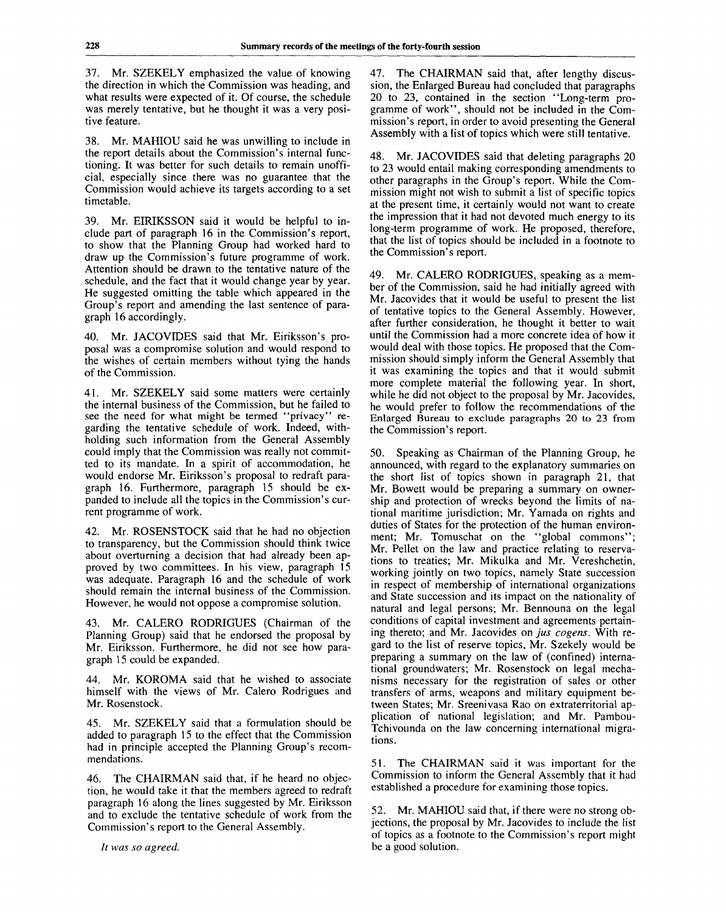37. Mr. SZEKELY emphasized the value of knowing the direction in which the Commission was heading, and what results were expected of it. Of course, the schedule was merely tentative, but he thought it was a very positive feature.

38. Mr. MAHIOU said he was unwilling to include in the report details about the Commission's internal functioning. It was better for such details to remain unofficial, especially since there was no guarantee that the Commission would achieve its targets according to a set timetable.

39. Mr. EIRIKSSON said it would be helpful to include part of paragraph 16 in the Commission's report, to show that the Planning Group had worked hard to draw up the Commission's future programme of work. Attention should be drawn to the tentative nature of the schedule, and the fact that it would change year by year. He suggested omitting the table which appeared in the Group's report and amending the last sentence of paragraph 16 accordingly.

40. Mr. JACOVIDES said that Mr. Eiriksson's proposal was a compromise solution and would respond to the wishes of certain members without tying the hands of the Commission.

41. Mr. SZEKELY said some matters were certainly the internal business of the Commission, but he failed to see the need for what might be termed "privacy" regarding the tentative schedule of work. Indeed, withholding such information from the General Assembly could imply that the Commission was really not committed to its mandate. In a spirit of accommodation, he would endorse Mr. Eiriksson's proposal to redraft paragraph 16. Furthermore, paragraph 15 should be expanded to include all the topics in the Commission's current programme of work.

42. Mr. ROSENSTOCK said that he had no objection to transparency, but the Commission should think twice about overturning a decision that had already been approved by two committees. In his view, paragraph 15 was adequate. Paragraph 16 and the schedule of work should remain the internal business of the Commission. However, he would not oppose a compromise solution.

43. Mr. CALERO RODRIGUES (Chairman of the Planning Group) said that he endorsed the proposal by Mr. Eiriksson. Furthermore, he did not see how paragraph 15 could be expanded.

44. Mr. KOROMA said that he wished to associate himself with the views of Mr. Calero Rodrigues and Mr. Rosenstock.

45. Mr. SZEKELY said that a formulation should be added to paragraph 15 to the effect that the Commission had in principle accepted the Planning Group's recommendations.

46. The CHAIRMAN said that, if he heard no objection, he would take it that the members agreed to redraft paragraph 16 along the lines suggested by Mr. Eiriksson and to exclude the tentative schedule of work from the Commission's report to the General Assembly.

*It was so agreed.*

47. The CHAIRMAN said that, after lengthy discussion, the Enlarged Bureau had concluded that paragraphs 20 to 23, contained in the section "Long-term programme of work", should not be included in the Commission's report, in order to avoid presenting the General Assembly with a list of topics which were still tentative.

48. Mr. JACOVIDES said that deleting paragraphs 20 to 23 would entail making corresponding amendments to other paragraphs in the Group's report. While the Commission might not wish to submit a list of specific topics at the present time, it certainly would not want to create the impression that it had not devoted much energy to its long-term programme of work. He proposed, therefore, that the list of topics should be included in a footnote to the Commission's report.

49. Mr. CALERO RODRIGUES, speaking as a member of the Commission, said he had initially agreed with Mr. Jacovides that it would be useful to present the list of tentative topics to the General Assembly. However, after further consideration, he thought it better to wait until the Commission had a more concrete idea of how it would deal with those topics. He proposed that the Commission should simply inform the General Assembly that it was examining the topics and that it would submit more complete material the following year. In short, while he did not object to the proposal by Mr. Jacovides, he would prefer to follow the recommendations of the Enlarged Bureau to exclude paragraphs 20 to 23 from the Commission's report.

50. Speaking as Chairman of the Planning Group, he announced, with regard to the explanatory summaries on the short list of topics shown in paragraph 21, that Mr. Bowett would be preparing a summary on ownership and protection of wrecks beyond the limits of national maritime jurisdiction; Mr. Yamada on rights and duties of States for the protection of the human environment; Mr. Tomuschat on the "global commons"; Mr. Pellet on the law and practice relating to reservations to treaties; Mr. Mikulka and Mr. Vereshchetin, working jointly on two topics, namely State succession in respect of membership of international organizations and State succession and its impact on the nationality of natural and legal persons; Mr. Bennouna on the legal conditions of capital investment and agreements pertaining thereto; and Mr. Jacovides on *jus cogens*. With regard to the list of reserve topics, Mr. Szekely would be preparing a summary on the law of (confined) international groundwaters; Mr. Rosenstock on legal mechanisms necessary for the registration of sales or other transfers of arms, weapons and military equipment between States; Mr. Sreenivasa Rao on extraterritorial application of national legislation; and Mr. Pambou-Tchivounda on the law concerning international migrations.

51. The CHAIRMAN said it was important for the Commission to inform the General Assembly that it had established a procedure for examining those topics.

52. Mr. MAHIOU said that, if there were no strong objections, the proposal by Mr. Jacovides to include the list of topics as a footnote to the Commission's report might be a good solution.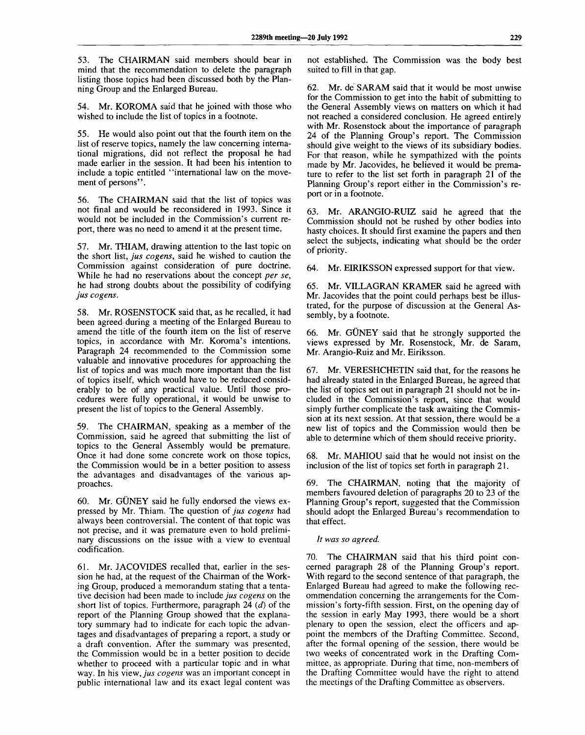53. The CHAIRMAN said members should bear in mind that the recommendation to delete the paragraph listing those topics had been discussed both by the Planning Group and the Enlarged Bureau.

54. Mr. KOROMA said that he joined with those who wished to include the list of topics in a footnote.

55. He would also point out that the fourth item on the list of reserve topics, namely the law concerning international migrations, did not reflect the proposal he had made earlier in the session. It had been his intention to include a topic entitled "international law on the movement of persons".

56. The CHAIRMAN said that the list of topics was not final and would be reconsidered in 1993. Since it would not be included in the Commission's current report, there was no need to amend it at the present time.

57. Mr. THIAM, drawing attention to the last topic on the short list, *jus cogens*, said he wished to caution the Commission against consideration of pure doctrine. While he had no reservations about the concept *per se*, he had strong doubts about the possibility of codifying *jus cogens*.

58. Mr. ROSENSTOCK said that, as he recalled, it had been agreed during a meeting of the Enlarged Bureau to amend the title of the fourth item on the list of reserve topics, in accordance with Mr. Koroma's intentions. Paragraph 24 recommended to the Commission some valuable and innovative procedures for approaching the list of topics and was much more important than the list of topics itself, which would have to be reduced considerably to be of any practical value. Until those procedures were fully operational, it would be unwise to present the list of topics to the General Assembly.

59. The CHAIRMAN, speaking as a member of the Commission, said he agreed that submitting the list of topics to the General Assembly would be premature. Once it had done some concrete work on those topics, the Commission would be in a better position to assess the advantages and disadvantages of the various approaches.

60. Mr. GÜNEY said he fully endorsed the views expressed by Mr. Thiam. The question of *jus cogens* had always been controversial. The content of that topic was not precise, and it was premature even to hold preliminary discussions on the issue with a view to eventual codification.

61. Mr. JACOVIDES recalled that, earlier in the session he had, at the request of the Chairman of the Working Group, produced a memorandum stating that a tentative decision had been made to include *jus cogens* on the short list of topics. Furthermore, paragraph 24 (*d*) of the report of the Planning Group showed that the explanatory summary had to indicate for each topic the advantages and disadvantages of preparing a report, a study or a draft convention. After the summary was presented, the Commission would be in a better position to decide whether to proceed with a particular topic and in what way. In his view, *jus cogens* was an important concept in public international law and its exact legal content was not established. The Commission was the body best suited to fill in that gap.

62. Mr. de SARAM said that it would be most unwise for the Commission to get into the habit of submitting to the General Assembly views on matters on which it had not reached a considered conclusion. He agreed entirely with Mr. Rosenstock about the importance of paragraph 24 of the Planning Group's report. The Commission should give weight to the views of its subsidiary bodies. For that reason, while he sympathized with the points made by Mr. Jacovides, he believed it would be premature to refer to the list set forth in paragraph 21 of the Planning Group's report either in the Commission's report or in a footnote.

63. Mr. ARANGIO-RUIZ said he agreed that the Commission should not be rushed by other bodies into hasty choices. It should first examine the papers and then select the subjects, indicating what should be the order of priority.

64. Mr. EIRIKSSON expressed support for that view.

65. Mr. VILLAGRAN KRAMER said he agreed with Mr. Jacovides that the point could perhaps best be illustrated, for the purpose of discussion at the General Assembly, by a footnote.

66. Mr. GÜNEY said that he strongly supported the views expressed by Mr. Rosenstock, Mr. de Saram, Mr. Arangio-Ruiz and Mr. Eiriksson.

67. Mr. VERESHCHETIN said that, for the reasons he had already stated in the Enlarged Bureau, he agreed that the list of topics set out in paragraph 21 should not be included in the Commission's report, since that would simply further complicate the task awaiting the Commission at its next session. At that session, there would be a new list of topics and the Commission would then be able to determine which of them should receive priority.

68. Mr. MAHIOU said that he would not insist on the inclusion of the list of topics set forth in paragraph 21.

69. The CHAIRMAN, noting that the majority of members favoured deletion of paragraphs 20 to 23 of the Planning Group's report, suggested that the Commission should adopt the Enlarged Bureau's recommendation to that effect.

*It was so agreed.*

70. The CHAIRMAN said that his third point concerned paragraph 28 of the Planning Group's report. With regard to the second sentence of that paragraph, the Enlarged Bureau had agreed to make the following recommendation concerning the arrangements for the Commission's forty-fifth session. First, on the opening day of the session in early May 1993, there would be a short plenary to open the session, elect the officers and appoint the members of the Drafting Committee. Second, after the formal opening of the session, there would be two weeks of concentrated work in the Drafting Committee, as appropriate. During that time, non-members of the Drafting Committee would have the right to attend the meetings of the Drafting Committee as observers.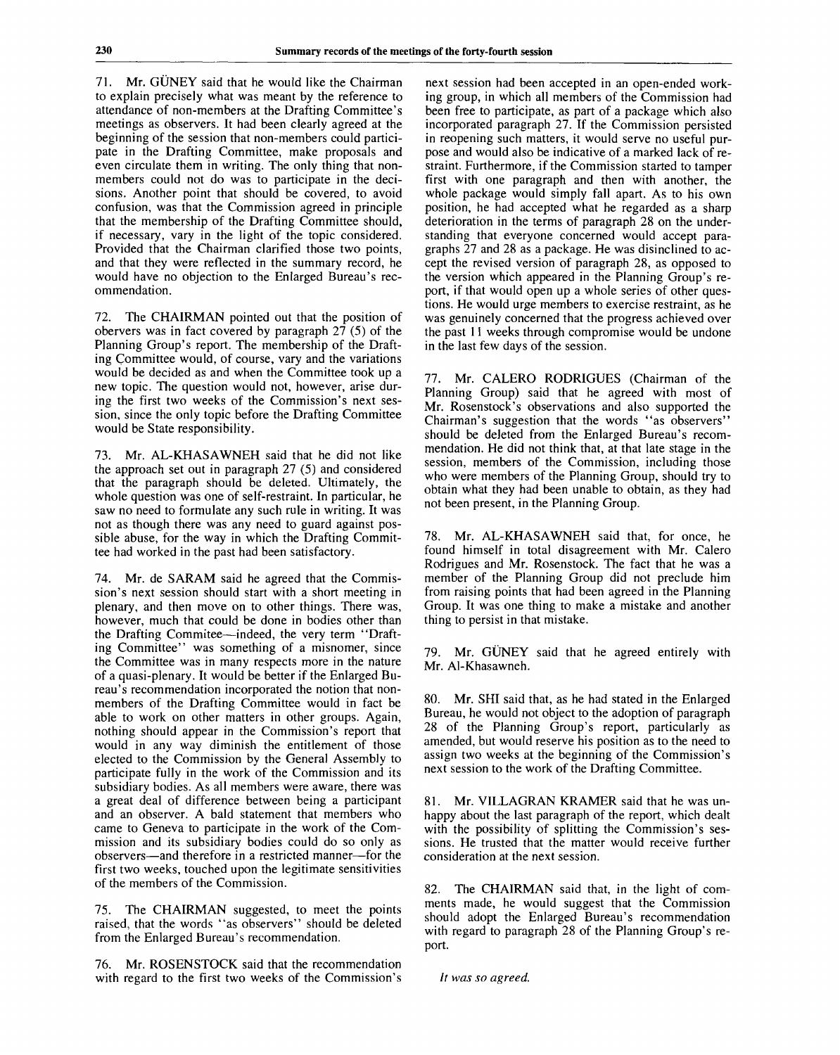71. Mr. GÜNEY said that he would like the Chairman to explain precisely what was meant by the reference to attendance of non-members at the Drafting Committee's meetings as observers. It had been clearly agreed at the beginning of the session that non-members could participate in the Drafting Committee, make proposals and even circulate them in writing. The only thing that non-members could not do was to participate in the decisions. Another point that should be covered, to avoid confusion, was that the Commission agreed in principle that the membership of the Drafting Committee should, if necessary, vary in the light of the topic considered. Provided that the Chairman clarified those two points, and that they were reflected in the summary record, he would have no objection to the Enlarged Bureau's recommendation.

72. The CHAIRMAN pointed out that the position of obervers was in fact covered by paragraph 27 (5) of the Planning Group's report. The membership of the Drafting Committee would, of course, vary and the variations would be decided as and when the Committee took up a new topic. The question would not, however, arise during the first two weeks of the Commission's next session, since the only topic before the Drafting Committee would be State responsibility.

73. Mr. AL-KHASAWNEH said that he did not like the approach set out in paragraph 27 (5) and considered that the paragraph should be deleted. Ultimately, the whole question was one of self-restraint. In particular, he saw no need to formulate any such rule in writing. It was not as though there was any need to guard against possible abuse, for the way in which the Drafting Committee had worked in the past had been satisfactory.

74. Mr. de SARAM said he agreed that the Commission's next session should start with a short meeting in plenary, and then move on to other things. There was, however, much that could be done in bodies other than the Drafting Commitee—indeed, the very term "Drafting Committee" was something of a misnomer, since the Committee was in many respects more in the nature of a quasi-plenary. It would be better if the Enlarged Bureau's recommendation incorporated the notion that non-members of the Drafting Committee would in fact be able to work on other matters in other groups. Again, nothing should appear in the Commission's report that would in any way diminish the entitlement of those elected to the Commission by the General Assembly to participate fully in the work of the Commission and its subsidiary bodies. As all members were aware, there was a great deal of difference between being a participant and an observer. A bald statement that members who came to Geneva to participate in the work of the Commission and its subsidiary bodies could do so only as observers—and therefore in a restricted manner—for the first two weeks, touched upon the legitimate sensitivities of the members of the Commission.

75. The CHAIRMAN suggested, to meet the points raised, that the words "as observers" should be deleted from the Enlarged Bureau's recommendation.

76. Mr. ROSENSTOCK said that the recommendation with regard to the first two weeks of the Commission's next session had been accepted in an open-ended working group, in which all members of the Commission had been free to participate, as part of a package which also incorporated paragraph 27. If the Commission persisted in reopening such matters, it would serve no useful purpose and would also be indicative of a marked lack of restraint. Furthermore, if the Commission started to tamper first with one paragraph and then with another, the whole package would simply fall apart. As to his own position, he had accepted what he regarded as a sharp deterioration in the terms of paragraph 28 on the understanding that everyone concerned would accept paragraphs 27 and 28 as a package. He was disinclined to accept the revised version of paragraph 28, as opposed to the version which appeared in the Planning Group's report, if that would open up a whole series of other questions. He would urge members to exercise restraint, as he was genuinely concerned that the progress achieved over the past 11 weeks through compromise would be undone in the last few days of the session.

77. Mr. CALERO RODRIGUES (Chairman of the Planning Group) said that he agreed with most of Mr. Rosenstock's observations and also supported the Chairman's suggestion that the words "as observers" should be deleted from the Enlarged Bureau's recommendation. He did not think that, at that late stage in the session, members of the Commission, including those who were members of the Planning Group, should try to obtain what they had been unable to obtain, as they had not been present, in the Planning Group.

78. Mr. AL-KHASAWNEH said that, for once, he found himself in total disagreement with Mr. Calero Rodrigues and Mr. Rosenstock. The fact that he was a member of the Planning Group did not preclude him from raising points that had been agreed in the Planning Group. It was one thing to make a mistake and another thing to persist in that mistake.

79. Mr. GÜNEY said that he agreed entirely with Mr. Al-Khasawneh.

80. Mr. SHI said that, as he had stated in the Enlarged Bureau, he would not object to the adoption of paragraph 28 of the Planning Group's report, particularly as amended, but would reserve his position as to the need to assign two weeks at the beginning of the Commission's next session to the work of the Drafting Committee.

81. Mr. VILLAGRAN KRAMER said that he was unhappy about the last paragraph of the report, which dealt with the possibility of splitting the Commission's sessions. He trusted that the matter would receive further consideration at the next session.

82. The CHAIRMAN said that, in the light of comments made, he would suggest that the Commission should adopt the Enlarged Bureau's recommendation with regard to paragraph 28 of the Planning Group's report.

*It was so agreed.*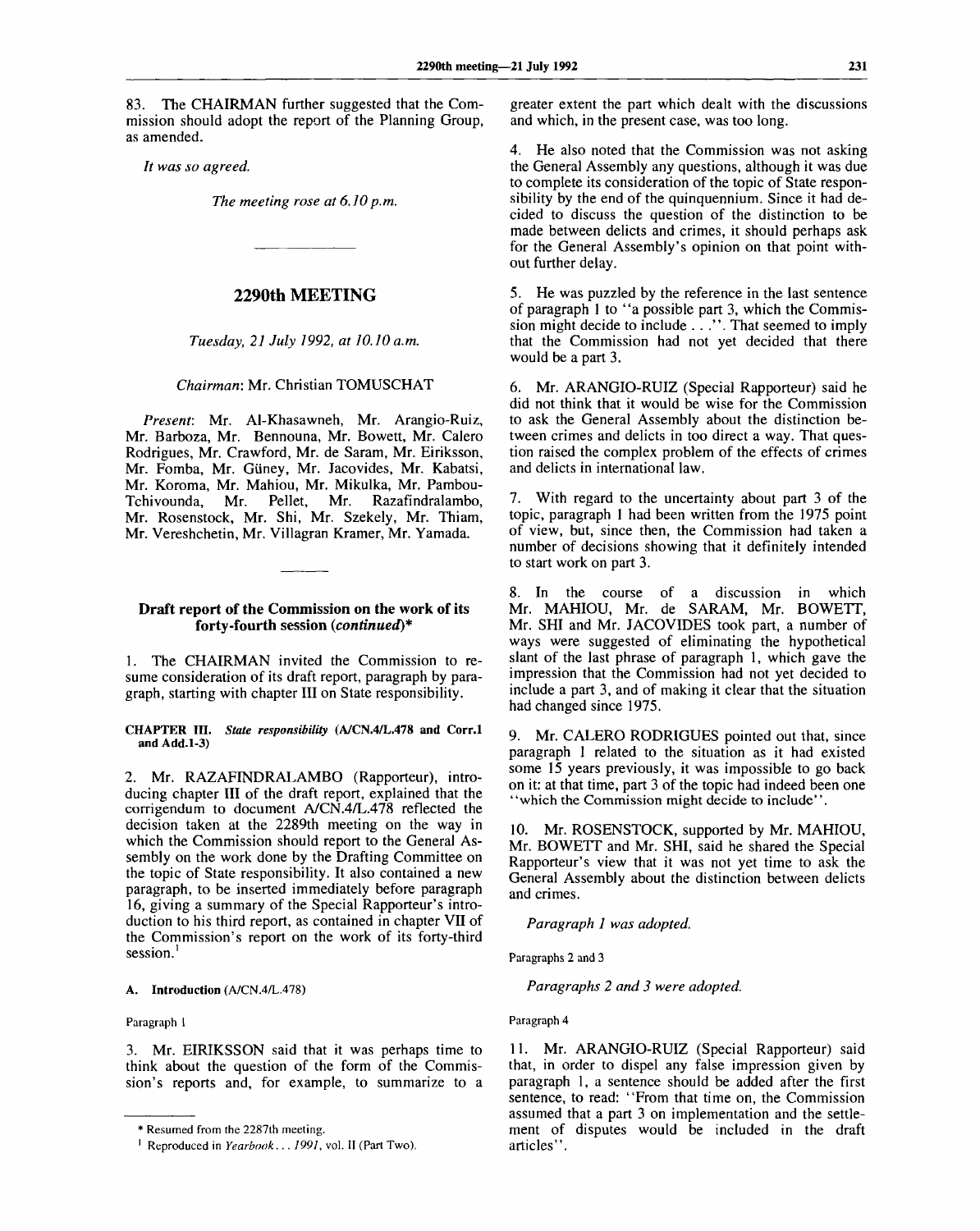83. The CHAIRMAN further suggested that the Commission should adopt the report of the Planning Group, as amended.

*It was so agreed.*

*The meeting rose at 6.10 p.m.*

---

## 2290th MEETING

*Tuesday, 21 July 1992, at 10.10 a.m.*

*Chairman*: Mr. Christian TOMUSCHAT

*Present*: Mr. Al-Khasawneh, Mr. Arangio-Ruiz, Mr. Barboza, Mr. Bennouna, Mr. Bowett, Mr. Calero Rodrigues, Mr. Crawford, Mr. de Saram, Mr. Eiriksson, Mr. Fomba, Mr. Güney, Mr. Jacovides, Mr. Kabatsi, Mr. Koroma, Mr. Mahiou, Mr. Mikulka, Mr. Pambou-Tchivounda, Mr. Pellet, Mr. Razafindralambo, Mr. Rosenstock, Mr. Shi, Mr. Szekely, Mr. Thiam, Mr. Vereshchetin, Mr. Villagran Kramer, Mr. Yamada.

---

### Draft report of the Commission on the work of its forty-fourth session (*continued*)*

1. The CHAIRMAN invited the Commission to resume consideration of its draft report, paragraph by paragraph, starting with chapter III on State responsibility.

#### CHAPTER III. *State responsibility* (A/CN.4/L.478 and Corr.1 and Add.1-3)

2. Mr. RAZAFINDRALAMBO (Rapporteur), introducing chapter III of the draft report, explained that the corrigendum to document A/CN.4/L.478 reflected the decision taken at the 2289th meeting on the way in which the Commission should report to the General Assembly on the work done by the Drafting Committee on the topic of State responsibility. It also contained a new paragraph, to be inserted immediately before paragraph 16, giving a summary of the Special Rapporteur's introduction to his third report, as contained in chapter VII of the Commission's report on the work of its forty-third session.[1]

##### A. Introduction (A/CN.4/L.478)

Paragraph 1

3. Mr. EIRIKSSON said that it was perhaps time to think about the question of the form of the Commission's reports and, for example, to summarize to a greater extent the part which dealt with the discussions and which, in the present case, was too long.

4. He also noted that the Commission was not asking the General Assembly any questions, although it was due to complete its consideration of the topic of State responsibility by the end of the quinquennium. Since it had decided to discuss the question of the distinction to be made between delicts and crimes, it should perhaps ask for the General Assembly's opinion on that point without further delay.

5. He was puzzled by the reference in the last sentence of paragraph 1 to "a possible part 3, which the Commission might decide to include . . .". That seemed to imply that the Commission had not yet decided that there would be a part 3.

6. Mr. ARANGIO-RUIZ (Special Rapporteur) said he did not think that it would be wise for the Commission to ask the General Assembly about the distinction between crimes and delicts in too direct a way. That question raised the complex problem of the effects of crimes and delicts in international law.

7. With regard to the uncertainty about part 3 of the topic, paragraph 1 had been written from the 1975 point of view, but, since then, the Commission had taken a number of decisions showing that it definitely intended to start work on part 3.

8. In the course of a discussion in which Mr. MAHIOU, Mr. de SARAM, Mr. BOWETT, Mr. SHI and Mr. JACOVIDES took part, a number of ways were suggested of eliminating the hypothetical slant of the last phrase of paragraph 1, which gave the impression that the Commission had not yet decided to include a part 3, and of making it clear that the situation had changed since 1975.

9. Mr. CALERO RODRIGUES pointed out that, since paragraph 1 related to the situation as it had existed some 15 years previously, it was impossible to go back on it: at that time, part 3 of the topic had indeed been one "which the Commission might decide to include".

10. Mr. ROSENSTOCK, supported by Mr. MAHIOU, Mr. BOWETT and Mr. SHI, said he shared the Special Rapporteur's view that it was not yet time to ask the General Assembly about the distinction between delicts and crimes.

*Paragraph 1 was adopted.*

Paragraphs 2 and 3

*Paragraphs 2 and 3 were adopted.*

Paragraph 4

11. Mr. ARANGIO-RUIZ (Special Rapporteur) said that, in order to dispel any false impression given by paragraph 1, a sentence should be added after the first sentence, to read: "From that time on, the Commission assumed that a part 3 on implementation and the settlement of disputes would be included in the draft articles".

---

\* Resumed from the 2287th meeting.

[1] Reproduced in *Yearbook . . . 1991*, vol. II (Part Two).